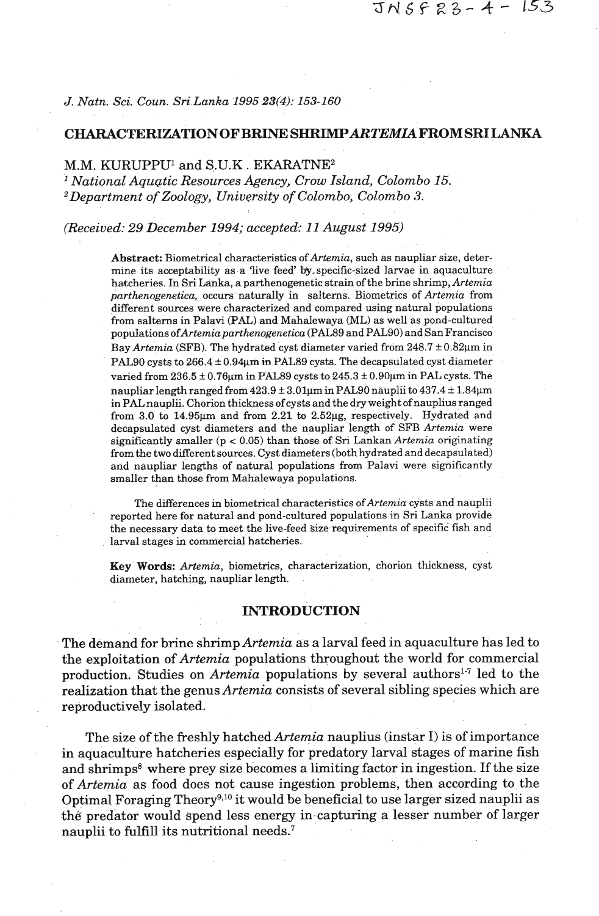*J. Natn. Sci. Coun. Sri Lanka 1995 23(4): 153-160*

# CHARACTERIZATION OF BRINE SHRIMP *ARTEMIA* FROM SRI LANKA

M.M. KURUPPU[1] and S.U.K. EKARATNE[2]

[1] *National Aquatic Resources Agency, Crow Island, Colombo 15.*
[2] *Department of Zoology, University of Colombo, Colombo 3.*

*(Received: 29 December 1994; accepted: 11 August 1995)*

**Abstract:** Biometrical characteristics of *Artemia*, such as naupliar size, determine its acceptability as a 'live feed' by specific-sized larvae in aquaculture hatcheries. In Sri Lanka, a parthenogenetic strain of the brine shrimp, *Artemia parthenogenetica*, occurs naturally in salterns. Biometrics of *Artemia* from different sources were characterized and compared using natural populations from salterns in Palavi (PAL) and Mahalewaya (ML) as well as pond-cultured populations of *Artemia parthenogenetica* (PAL89 and PAL90) and San Francisco Bay *Artemia* (SFB). The hydrated cyst diameter varied from 248.7 ± 0.82μm in PAL90 cysts to 266.4 ± 0.94μm in PAL89 cysts. The decapsulated cyst diameter varied from 236.5 ± 0.76μm in PAL89 cysts to 245.3 ± 0.90μm in PAL cysts. The naupliar length ranged from 423.9 ± 3.01μm in PAL90 nauplii to 437.4 ± 1.84μm in PAL nauplii. Chorion thickness of cysts and the dry weight of nauplius ranged from 3.0 to 14.95μm and from 2.21 to 2.52μg, respectively. Hydrated and decapsulated cyst diameters and the naupliar length of SFB *Artemia* were significantly smaller ($p < 0.05$) than those of Sri Lankan *Artemia* originating from the two different sources. Cyst diameters (both hydrated and decapsulated) and naupliar lengths of natural populations from Palavi were significantly smaller than those from Mahalewaya populations.

The differences in biometrical characteristics of *Artemia* cysts and nauplii reported here for natural and pond-cultured populations in Sri Lanka provide the necessary data to meet the live-feed size requirements of specific fish and larval stages in commercial hatcheries.

**Key Words:** *Artemia*, biometrics, characterization, chorion thickness, cyst diameter, hatching, naupliar length.

## INTRODUCTION

The demand for brine shrimp *Artemia* as a larval feed in aquaculture has led to the exploitation of *Artemia* populations throughout the world for commercial production. Studies on *Artemia* populations by several authors[1-7] led to the realization that the genus *Artemia* consists of several sibling species which are reproductively isolated.

The size of the freshly hatched *Artemia* nauplius (instar I) is of importance in aquaculture hatcheries especially for predatory larval stages of marine fish and shrimps[8] where prey size becomes a limiting factor in ingestion. If the size of *Artemia* as food does not cause ingestion problems, then according to the Optimal Foraging Theory[9,10] it would be beneficial to use larger sized nauplii as the predator would spend less energy in capturing a lesser number of larger nauplii to fulfill its nutritional needs.[7]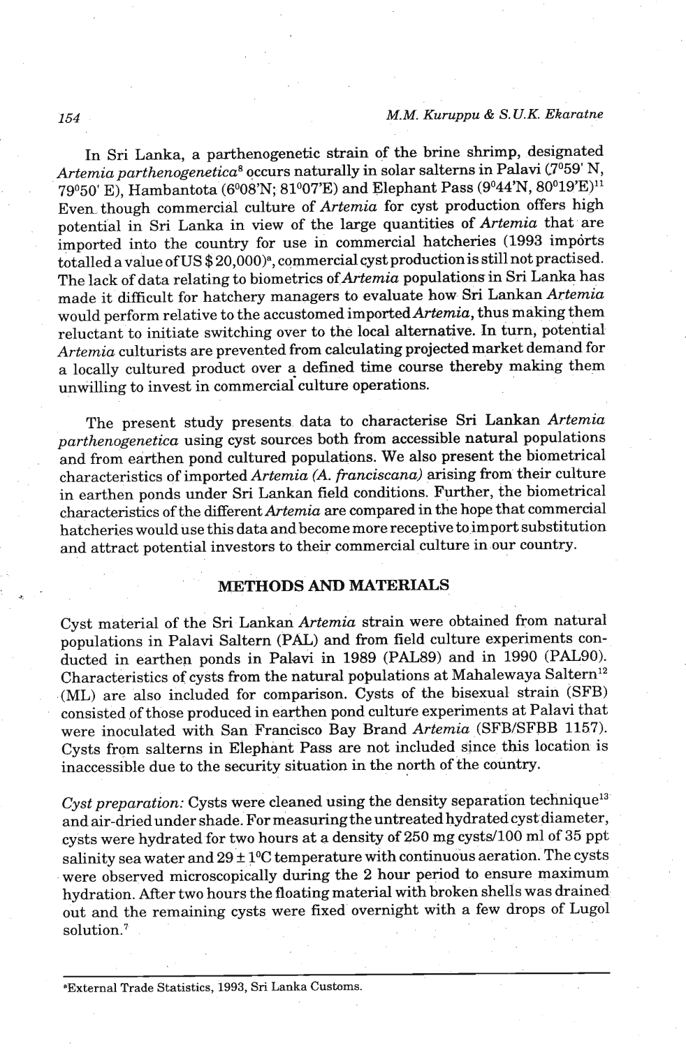In Sri Lanka, a parthenogenetic strain of the brine shrimp, designated *Artemia parthenogenetica*[8] occurs naturally in solar salterns in Palavi (7°59' N, 79°50' E), Hambantota (6°08'N; 81°07'E) and Elephant Pass (9°44'N, 80°19'E)[11] Even though commercial culture of *Artemia* for cyst production offers high potential in Sri Lanka in view of the large quantities of *Artemia* that are imported into the country for use in commercial hatcheries (1993 imports totalled a value of US $ 20,000)[a], commercial cyst production is still not practised. The lack of data relating to biometrics of *Artemia* populations in Sri Lanka has made it difficult for hatchery managers to evaluate how Sri Lankan *Artemia* would perform relative to the accustomed imported *Artemia*, thus making them reluctant to initiate switching over to the local alternative. In turn, potential *Artemia* culturists are prevented from calculating projected market demand for a locally cultured product over a defined time course thereby making them unwilling to invest in commercial culture operations.

The present study presents data to characterise Sri Lankan *Artemia parthenogenetica* using cyst sources both from accessible natural populations and from earthen pond cultured populations. We also present the biometrical characteristics of imported *Artemia (A. franciscana)* arising from their culture in earthen ponds under Sri Lankan field conditions. Further, the biometrical characteristics of the different *Artemia* are compared in the hope that commercial hatcheries would use this data and become more receptive to import substitution and attract potential investors to their commercial culture in our country.

## METHODS AND MATERIALS

Cyst material of the Sri Lankan *Artemia* strain were obtained from natural populations in Palavi Saltern (PAL) and from field culture experiments conducted in earthen ponds in Palavi in 1989 (PAL89) and in 1990 (PAL90). Characteristics of cysts from the natural populations at Mahalewaya Saltern[12] (ML) are also included for comparison. Cysts of the bisexual strain (SFB) consisted of those produced in earthen pond culture experiments at Palavi that were inoculated with San Francisco Bay Brand *Artemia* (SFB/SFBB 1157). Cysts from salterns in Elephant Pass are not included since this location is inaccessible due to the security situation in the north of the country.

*Cyst preparation:* Cysts were cleaned using the density separation technique[13] and air-dried under shade. For measuring the untreated hydrated cyst diameter, cysts were hydrated for two hours at a density of 250 mg cysts/100 ml of 35 ppt salinity sea water and 29 ± 1°C temperature with continuous aeration. The cysts were observed microscopically during the 2 hour period to ensure maximum hydration. After two hours the floating material with broken shells was drained out and the remaining cysts were fixed overnight with a few drops of Lugol solution.[7]

---

[a]External Trade Statistics, 1993, Sri Lanka Customs.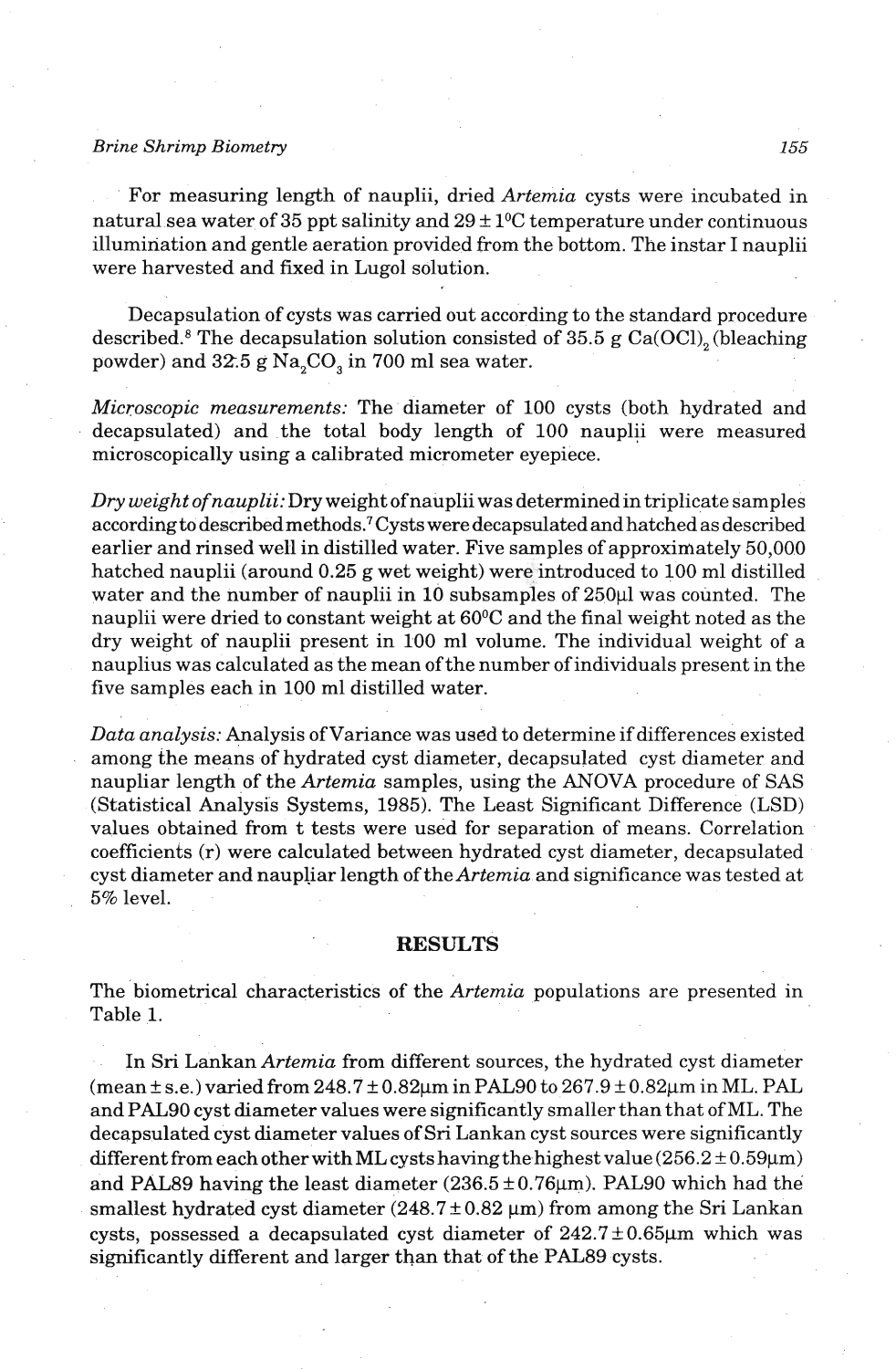For measuring length of nauplii, dried *Artemia* cysts were incubated in natural sea water of 35 ppt salinity and $29 \pm 1^{0}C$ temperature under continuous illumination and gentle aeration provided from the bottom. The instar I nauplii were harvested and fixed in Lugol solution.

Decapsulation of cysts was carried out according to the standard procedure described.[8] The decapsulation solution consisted of 35.5 g $Ca(OCl)_2$ (bleaching powder) and 32.5 g $Na_2CO_3$ in 700 ml sea water.

*Microscopic measurements:* The diameter of 100 cysts (both hydrated and decapsulated) and the total body length of 100 nauplii were measured microscopically using a calibrated micrometer eyepiece.

*Dry weight of nauplii:* Dry weight of nauplii was determined in triplicate samples according to described methods.[7] Cysts were decapsulated and hatched as described earlier and rinsed well in distilled water. Five samples of approximately 50,000 hatched nauplii (around 0.25 g wet weight) were introduced to 100 ml distilled water and the number of nauplii in 10 subsamples of 250µl was counted. The nauplii were dried to constant weight at $60^{0}C$ and the final weight noted as the dry weight of nauplii present in 100 ml volume. The individual weight of a nauplius was calculated as the mean of the number of individuals present in the five samples each in 100 ml distilled water.

*Data analysis:* Analysis of Variance was used to determine if differences existed among the means of hydrated cyst diameter, decapsulated cyst diameter and naupliar length of the *Artemia* samples, using the ANOVA procedure of SAS (Statistical Analysis Systems, 1985). The Least Significant Difference (LSD) values obtained from t tests were used for separation of means. Correlation coefficients (r) were calculated between hydrated cyst diameter, decapsulated cyst diameter and naupliar length of the *Artemia* and significance was tested at 5% level.

## RESULTS

The biometrical characteristics of the *Artemia* populations are presented in Table 1.

In Sri Lankan *Artemia* from different sources, the hydrated cyst diameter (mean ± s.e.) varied from 248.7 ± 0.82µm in PAL90 to 267.9 ± 0.82µm in ML. PAL and PAL90 cyst diameter values were significantly smaller than that of ML. The decapsulated cyst diameter values of Sri Lankan cyst sources were significantly different from each other with ML cysts having the highest value (256.2 ± 0.59µm) and PAL89 having the least diameter (236.5 ± 0.76µm). PAL90 which had the smallest hydrated cyst diameter (248.7 ± 0.82 µm) from among the Sri Lankan cysts, possessed a decapsulated cyst diameter of 242.7 ± 0.65µm which was significantly different and larger than that of the PAL89 cysts.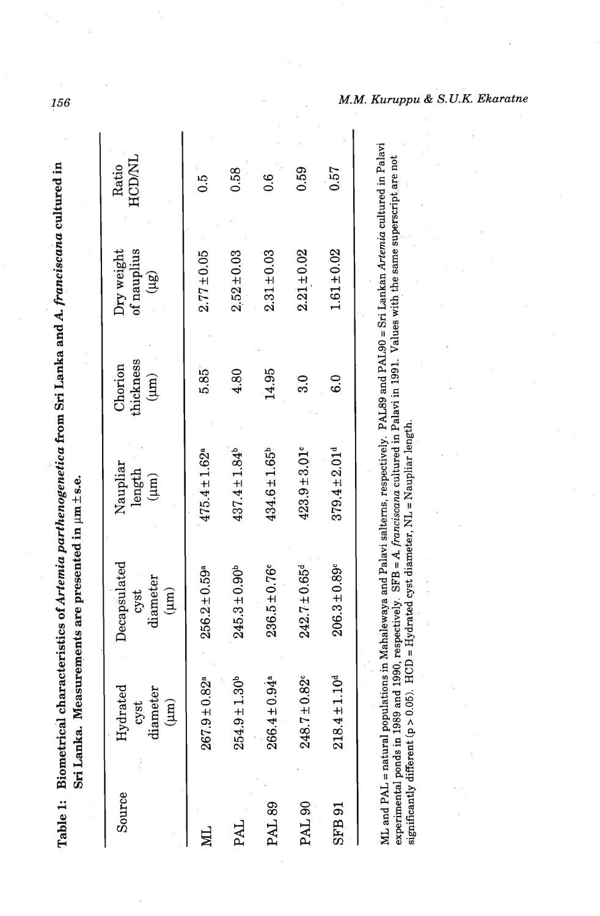**Table 1: Biometrical characteristics of *Artemia parthenogenetica* from Sri Lanka and *A. franciscana* cultured in Sri Lanka. Measurements are presented in μm ± s.e.**

| Source | Hydrated cyst diameter (μm) | Decapsulated cyst diameter (μm) | Naupliar length (μm) | Chorion thickness (μm) | Dry weight of nauplius (μg) | Ratio HCD/NL |
|---|---|---|---|---|---|---|
| ML | 267.9 ± 0.82[a] | 256.2 ± 0.59[a] | 475.4 ± 1.62[a] | 5.85 | 2.77 ± 0.05 | 0.5 |
| PAL | 254.9 ± 1.30[b] | 245.3 ± 0.90[b] | 437.4 ± 1.84[b] | 4.80 | 2.52 ± 0.03 | 0.58 |
| PAL 89 | 266.4 ± 0.94[a] | 236.5 ± 0.76[c] | 434.6 ± 1.65[b] | 14.95 | 2.31 ± 0.03 | 0.6 |
| PAL 90 | 248.7 ± 0.82[c] | 242.7 ± 0.65[d] | 423.9 ± 3.01[c] | 3.0 | 2.21 ± 0.02 | 0.59 |
| SFB 91 | 218.4 ± 1.10[d] | 206.3 ± 0.89[e] | 379.4 ± 2.01[d] | 6.0 | 1.61 ± 0.02 | 0.57 |

ML and PAL = natural populations in Mahalewaya and Palavi salterns, respectively. PAL89 and PAL90 = Sri Lankan *Artemia* cultured in Palavi experimental ponds in 1989 and 1990, respectively. SFB = *A. franciscana* cultured in Palavi in 1991. Values with the same superscript are not significantly different ($p > 0.05$). HCD = Hydrated cyst diameter, NL = Naupliar length.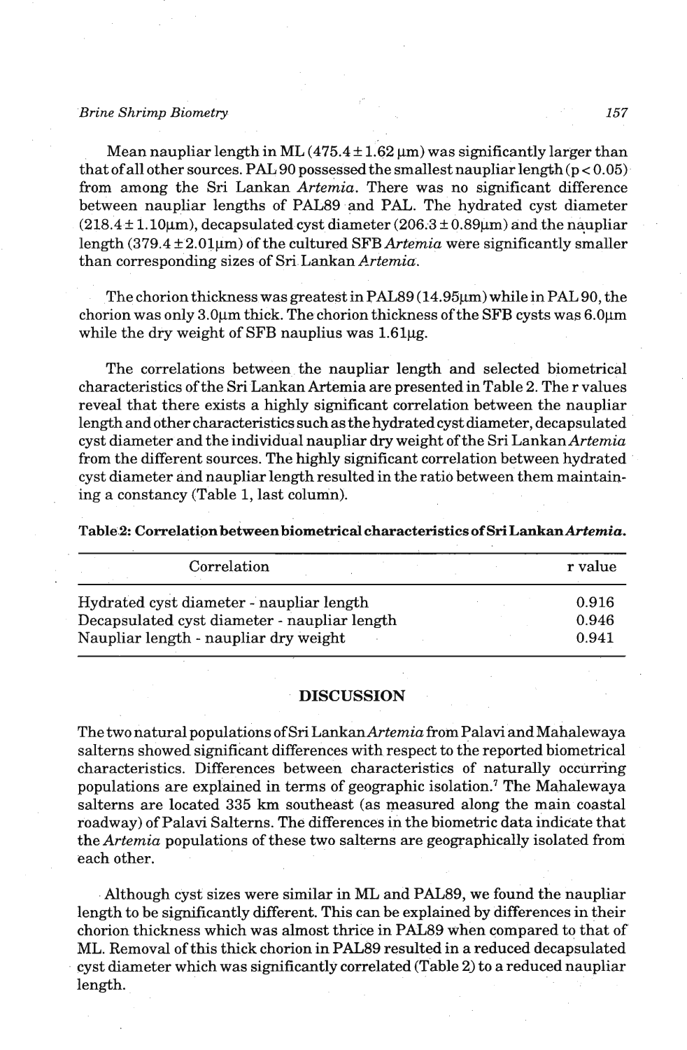Mean naupliar length in ML (475.4 ± 1.62 μm) was significantly larger than that of all other sources. PAL 90 possessed the smallest naupliar length ($p < 0.05$) from among the Sri Lankan *Artemia*. There was no significant difference between naupliar lengths of PAL89 and PAL. The hydrated cyst diameter (218.4 ± 1.10μm), decapsulated cyst diameter (206.3 ± 0.89μm) and the naupliar length (379.4 ± 2.01μm) of the cultured SFB *Artemia* were significantly smaller than corresponding sizes of Sri Lankan *Artemia*.

The chorion thickness was greatest in PAL89 (14.95μm) while in PAL 90, the chorion was only 3.0μm thick. The chorion thickness of the SFB cysts was 6.0μm while the dry weight of SFB nauplius was 1.61μg.

The correlations between the naupliar length and selected biometrical characteristics of the Sri Lankan Artemia are presented in Table 2. The r values reveal that there exists a highly significant correlation between the naupliar length and other characteristics such as the hydrated cyst diameter, decapsulated cyst diameter and the individual naupliar dry weight of the Sri Lankan *Artemia* from the different sources. The highly significant correlation between hydrated cyst diameter and naupliar length resulted in the ratio between them maintaining a constancy (Table 1, last column).

**Table 2: Correlation between biometrical characteristics of Sri Lankan *Artemia*.**

| Correlation | r value |
|---|---|
| Hydrated cyst diameter - naupliar length | 0.916 |
| Decapsulated cyst diameter - naupliar length | 0.946 |
| Naupliar length - naupliar dry weight | 0.941 |

## DISCUSSION

The two natural populations of Sri Lankan *Artemia* from Palavi and Mahalewaya salterns showed significant differences with respect to the reported biometrical characteristics. Differences between characteristics of naturally occurring populations are explained in terms of geographic isolation.[7] The Mahalewaya salterns are located 335 km southeast (as measured along the main coastal roadway) of Palavi Salterns. The differences in the biometric data indicate that the *Artemia* populations of these two salterns are geographically isolated from each other.

Although cyst sizes were similar in ML and PAL89, we found the naupliar length to be significantly different. This can be explained by differences in their chorion thickness which was almost thrice in PAL89 when compared to that of ML. Removal of this thick chorion in PAL89 resulted in a reduced decapsulated cyst diameter which was significantly correlated (Table 2) to a reduced naupliar length.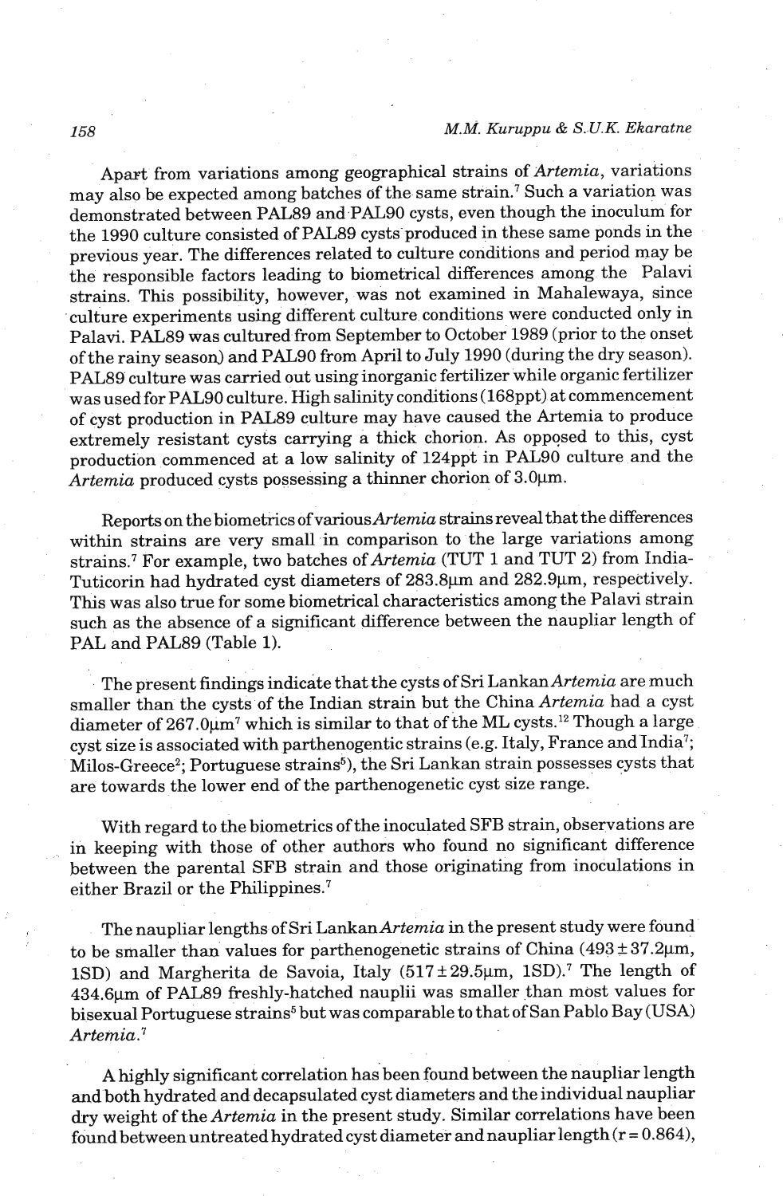Apart from variations among geographical strains of *Artemia*, variations may also be expected among batches of the same strain.[7] Such a variation was demonstrated between PAL89 and PAL90 cysts, even though the inoculum for the 1990 culture consisted of PAL89 cysts produced in these same ponds in the previous year. The differences related to culture conditions and period may be the responsible factors leading to biometrical differences among the Palavi strains. This possibility, however, was not examined in Mahalewaya, since culture experiments using different culture conditions were conducted only in Palavi. PAL89 was cultured from September to October 1989 (prior to the onset of the rainy season) and PAL90 from April to July 1990 (during the dry season). PAL89 culture was carried out using inorganic fertilizer while organic fertilizer was used for PAL90 culture. High salinity conditions (168ppt) at commencement of cyst production in PAL89 culture may have caused the Artemia to produce extremely resistant cysts carrying a thick chorion. As opposed to this, cyst production commenced at a low salinity of 124ppt in PAL90 culture and the *Artemia* produced cysts possessing a thinner chorion of 3.0μm.

Reports on the biometrics of various *Artemia* strains reveal that the differences within strains are very small in comparison to the large variations among strains.[7] For example, two batches of *Artemia* (TUT 1 and TUT 2) from India-Tuticorin had hydrated cyst diameters of 283.8μm and 282.9μm, respectively. This was also true for some biometrical characteristics among the Palavi strain such as the absence of a significant difference between the naupliar length of PAL and PAL89 (Table 1).

The present findings indicate that the cysts of Sri Lankan *Artemia* are much smaller than the cysts of the Indian strain but the China *Artemia* had a cyst diameter of 267.0μm[7] which is similar to that of the ML cysts.[12] Though a large cyst size is associated with parthenogentic strains (e.g. Italy, France and India[7]; Milos-Greece[2]; Portuguese strains[5]), the Sri Lankan strain possesses cysts that are towards the lower end of the parthenogenetic cyst size range.

With regard to the biometrics of the inoculated SFB strain, observations are in keeping with those of other authors who found no significant difference between the parental SFB strain and those originating from inoculations in either Brazil or the Philippines.[7]

The naupliar lengths of Sri Lankan *Artemia* in the present study were found to be smaller than values for parthenogenetic strains of China (493 ± 37.2μm, 1SD) and Margherita de Savoia, Italy (517 ± 29.5μm, 1SD).[7] The length of 434.6μm of PAL89 freshly-hatched nauplii was smaller than most values for bisexual Portuguese strains[5] but was comparable to that of San Pablo Bay (USA) *Artemia*.[7]

A highly significant correlation has been found between the naupliar length and both hydrated and decapsulated cyst diameters and the individual naupliar dry weight of the *Artemia* in the present study. Similar correlations have been found between untreated hydrated cyst diameter and naupliar length ($r = 0.864$),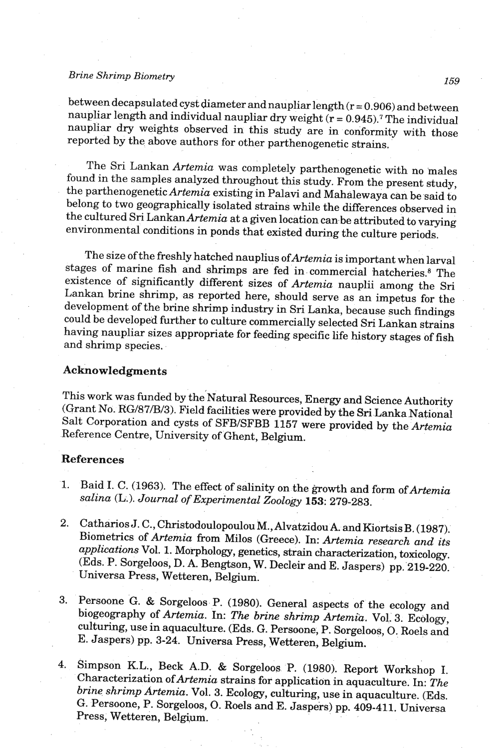between decapsulated cyst diameter and naupliar length ($r = 0.906$) and between naupliar length and individual naupliar dry weight ($r = 0.945$).[7] The individual naupliar dry weights observed in this study are in conformity with those reported by the above authors for other parthenogenetic strains.

The Sri Lankan *Artemia* was completely parthenogenetic with no males found in the samples analyzed throughout this study. From the present study, the parthenogenetic *Artemia* existing in Palavi and Mahalewaya can be said to belong to two geographically isolated strains while the differences observed in the cultured Sri Lankan *Artemia* at a given location can be attributed to varying environmental conditions in ponds that existed during the culture periods.

The size of the freshly hatched nauplius of *Artemia* is important when larval stages of marine fish and shrimps are fed in commercial hatcheries.[8] The existence of significantly different sizes of *Artemia* nauplii among the Sri Lankan brine shrimp, as reported here, should serve as an impetus for the development of the brine shrimp industry in Sri Lanka, because such findings could be developed further to culture commercially selected Sri Lankan strains having naupliar sizes appropriate for feeding specific life history stages of fish and shrimp species.

## Acknowledgments

This work was funded by the Natural Resources, Energy and Science Authority (Grant No. RG/87/B/3). Field facilities were provided by the Sri Lanka National Salt Corporation and cysts of SFB/SFBB 1157 were provided by the *Artemia* Reference Centre, University of Ghent, Belgium.

## References

1. Baid I. C. (1963). The effect of salinity on the growth and form of *Artemia salina* (L.). *Journal of Experimental Zoology* **153**: 279-283.

2. Catharios J. C., Christodoulopoulou M., Alvatzidou A. and Kiortsis B. (1987). Biometrics of *Artemia* from Milos (Greece). In: *Artemia research and its applications* Vol. 1. Morphology, genetics, strain characterization, toxicology. (Eds. P. Sorgeloos, D. A. Bengtson, W. Decleir and E. Jaspers) pp. 219-220. Universa Press, Wetteren, Belgium.

3. Persoone G. & Sorgeloos P. (1980). General aspects of the ecology and biogeography of *Artemia*. In: *The brine shrimp Artemia*. Vol. 3. Ecology, culturing, use in aquaculture. (Eds. G. Persoone, P. Sorgeloos, O. Roels and E. Jaspers) pp. 3-24. Universa Press, Wetteren, Belgium.

4. Simpson K.L., Beck A.D. & Sorgeloos P. (1980). Report Workshop I. Characterization of *Artemia* strains for application in aquaculture. In: *The brine shrimp Artemia*. Vol. 3. Ecology, culturing, use in aquaculture. (Eds. G. Persoone, P. Sorgeloos, O. Roels and E. Jaspers) pp. 409-411. Universa Press, Wetteren, Belgium.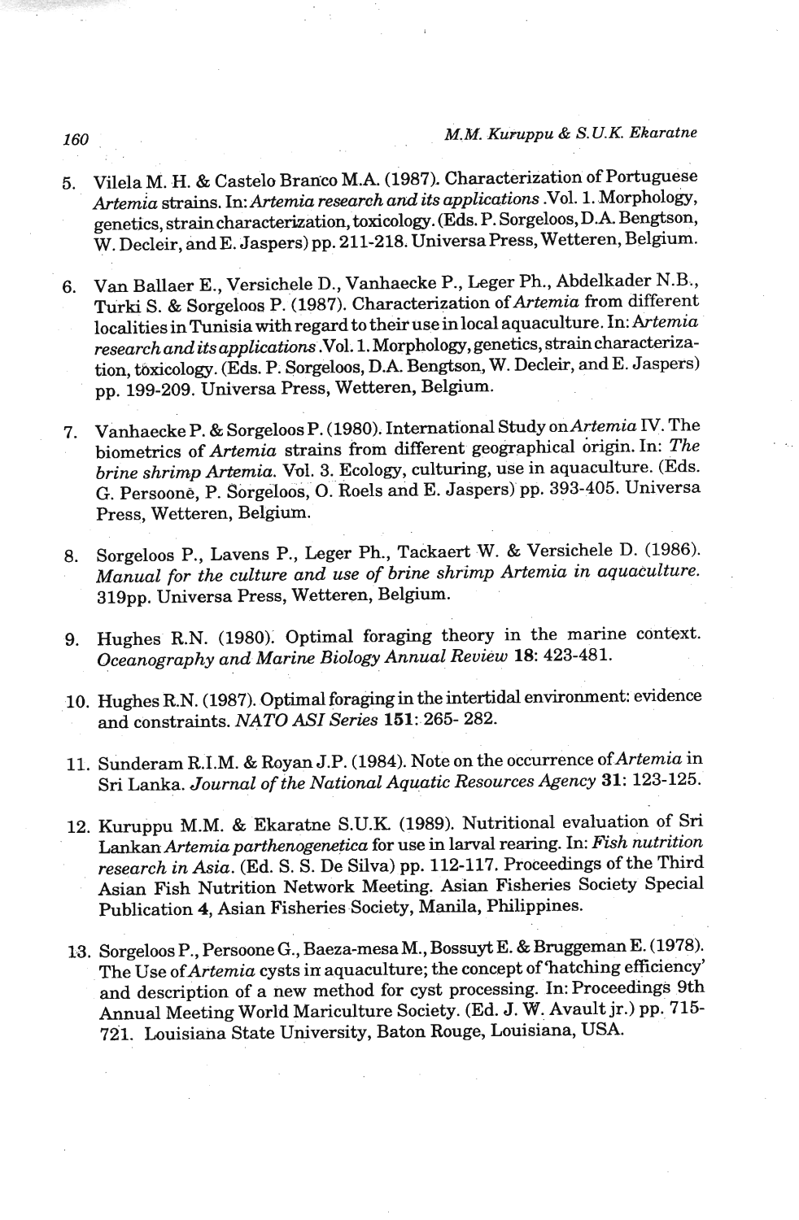5. Vilela M. H. & Castelo Branco M.A. (1987). Characterization of Portuguese *Artemia* strains. In: *Artemia research and its applications* .Vol. 1. Morphology, genetics, strain characterization, toxicology. (Eds. P. Sorgeloos, D.A. Bengtson, W. Decleir, and E. Jaspers) pp. 211-218. Universa Press, Wetteren, Belgium.

6. Van Ballaer E., Versichele D., Vanhaecke P., Leger Ph., Abdelkader N.B., Turki S. & Sorgeloos P. (1987). Characterization of *Artemia* from different localities in Tunisia with regard to their use in local aquaculture. In: *Artemia research and its applications* .Vol. 1. Morphology, genetics, strain characterization, toxicology. (Eds. P. Sorgeloos, D.A. Bengtson, W. Decleir, and E. Jaspers) pp. 199-209. Universa Press, Wetteren, Belgium.

7. Vanhaecke P. & Sorgeloos P. (1980). International Study on *Artemia* IV. The biometrics of *Artemia* strains from different geographical origin. In: *The brine shrimp Artemia.* Vol. 3. Ecology, culturing, use in aquaculture. (Eds. G. Persoone, P. Sorgeloos, O. Roels and E. Jaspers) pp. 393-405. Universa Press, Wetteren, Belgium.

8. Sorgeloos P., Lavens P., Leger Ph., Tackaert W. & Versichele D. (1986). *Manual for the culture and use of brine shrimp Artemia in aquaculture.* 319pp. Universa Press, Wetteren, Belgium.

9. Hughes R.N. (1980). Optimal foraging theory in the marine context. *Oceanography and Marine Biology Annual Review* **18**: 423-481.

10. Hughes R.N. (1987). Optimal foraging in the intertidal environment: evidence and constraints. *NATO ASI Series* **151**: 265- 282.

11. Sunderam R.I.M. & Royan J.P. (1984). Note on the occurrence of *Artemia* in Sri Lanka. *Journal of the National Aquatic Resources Agency* **31**: 123-125.

12. Kuruppu M.M. & Ekaratne S.U.K. (1989). Nutritional evaluation of Sri Lankan *Artemia parthenogenetica* for use in larval rearing. In: *Fish nutrition research in Asia.* (Ed. S. S. De Silva) pp. 112-117. Proceedings of the Third Asian Fish Nutrition Network Meeting. Asian Fisheries Society Special Publication **4**, Asian Fisheries Society, Manila, Philippines.

13. Sorgeloos P., Persoone G., Baeza-mesa M., Bossuyt E. & Bruggeman E. (1978). The Use of *Artemia* cysts in aquaculture; the concept of 'hatching efficiency' and description of a new method for cyst processing. In: Proceedings 9th Annual Meeting World Mariculture Society. (Ed. J. W. Avault jr.) pp. 715-721. Louisiana State University, Baton Rouge, Louisiana, USA.